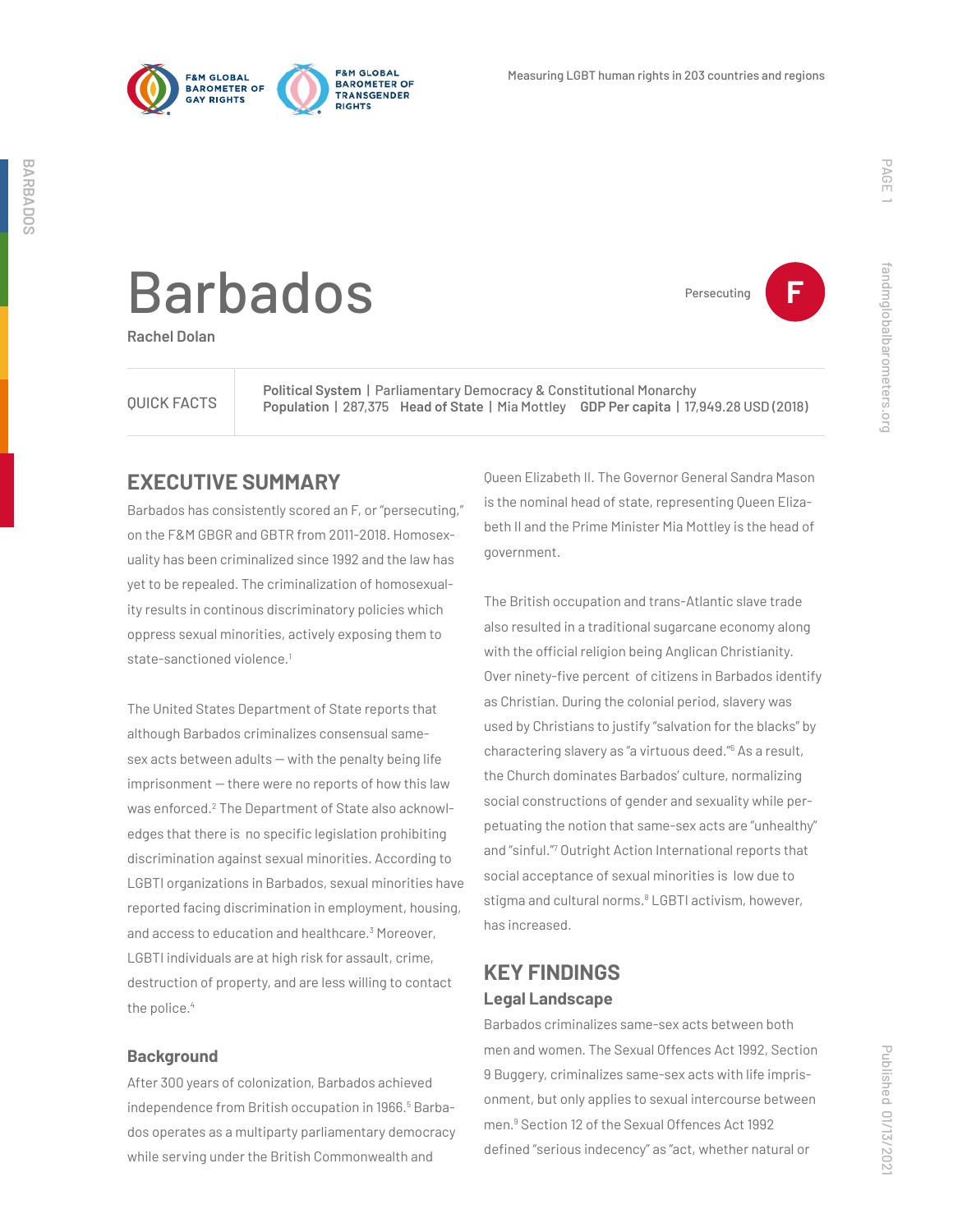# Barbados

**Rachel Dolan**

Persecuting **F**

| QUICK FACTS | **Political System** \| Parliamentary Democracy & Constitutional Monarchy<br>**Population** \| 287,375 **Head of State** \| Mia Mottley **GDP Per capita** \| 17,949.28 USD (2018) |
|---|---|

## EXECUTIVE SUMMARY

Barbados has consistently scored an F, or "persecuting," on the F&M GBGR and GBTR from 2011-2018. Homosexuality has been criminalized since 1992 and the law has yet to be repealed. The criminalization of homosexuality results in continous discriminatory policies which oppress sexual minorities, actively exposing them to state-sanctioned violence.[1]

The United States Department of State reports that although Barbados criminalizes consensual same-sex acts between adults — with the penalty being life imprisonment — there were no reports of how this law was enforced.[2] The Department of State also acknowledges that there is no specific legislation prohibiting discrimination against sexual minorities. According to LGBTI organizations in Barbados, sexual minorities have reported facing discrimination in employment, housing, and access to education and healthcare.[3] Moreover, LGBTI individuals are at high risk for assault, crime, destruction of property, and are less willing to contact the police.[4]

### Background

After 300 years of colonization, Barbados achieved independence from British occupation in 1966.[5] Barbados operates as a multiparty parliamentary democracy while serving under the British Commonwealth and Queen Elizabeth II. The Governor General Sandra Mason is the nominal head of state, representing Queen Elizabeth II and the Prime Minister Mia Mottley is the head of government.

The British occupation and trans-Atlantic slave trade also resulted in a traditional sugarcane economy along with the official religion being Anglican Christianity. Over ninety-five percent of citizens in Barbados identify as Christian. During the colonial period, slavery was used by Christians to justify "salvation for the blacks" by charactering slavery as "a virtuous deed."[6] As a result, the Church dominates Barbados' culture, normalizing social constructions of gender and sexuality while perpetuating the notion that same-sex acts are "unhealthy" and "sinful."[7] Outright Action International reports that social acceptance of sexual minorities is low due to stigma and cultural norms.[8] LGBTI activism, however, has increased.

## KEY FINDINGS

### Legal Landscape

Barbados criminalizes same-sex acts between both men and women. The Sexual Offences Act 1992, Section 9 Buggery, criminalizes same-sex acts with life imprisonment, but only applies to sexual intercourse between men.[9] Section 12 of the Sexual Offences Act 1992 defined "serious indecency" as "act, whether natural or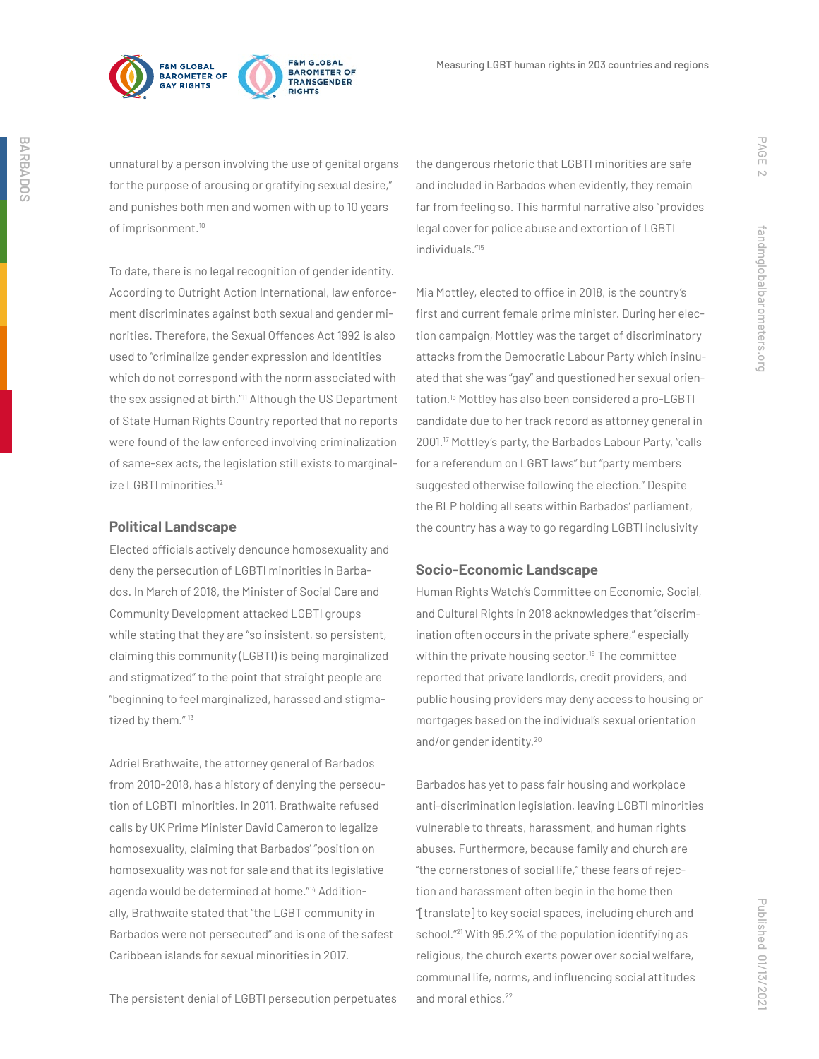unnatural by a person involving the use of genital organs for the purpose of arousing or gratifying sexual desire," and punishes both men and women with up to 10 years of imprisonment.[10]

To date, there is no legal recognition of gender identity. According to Outright Action International, law enforcement discriminates against both sexual and gender minorities. Therefore, the Sexual Offences Act 1992 is also used to "criminalize gender expression and identities which do not correspond with the norm associated with the sex assigned at birth."[11] Although the US Department of State Human Rights Country reported that no reports were found of the law enforced involving criminalization of same-sex acts, the legislation still exists to marginalize LGBTI minorities.[12]

### Political Landscape

Elected officials actively denounce homosexuality and deny the persecution of LGBTI minorities in Barbados. In March of 2018, the Minister of Social Care and Community Development attacked LGBTI groups while stating that they are "so insistent, so persistent, claiming this community (LGBTI) is being marginalized and stigmatized" to the point that straight people are "beginning to feel marginalized, harassed and stigmatized by them." [13]

Adriel Brathwaite, the attorney general of Barbados from 2010-2018, has a history of denying the persecution of LGBTI minorities. In 2011, Brathwaite refused calls by UK Prime Minister David Cameron to legalize homosexuality, claiming that Barbados' "position on homosexuality was not for sale and that its legislative agenda would be determined at home."[14] Additionally, Brathwaite stated that "the LGBT community in Barbados were not persecuted" and is one of the safest Caribbean islands for sexual minorities in 2017.

The persistent denial of LGBTI persecution perpetuates the dangerous rhetoric that LGBTI minorities are safe and included in Barbados when evidently, they remain far from feeling so. This harmful narrative also "provides legal cover for police abuse and extortion of LGBTI individuals."[15]

Mia Mottley, elected to office in 2018, is the country's first and current female prime minister. During her election campaign, Mottley was the target of discriminatory attacks from the Democratic Labour Party which insinuated that she was "gay" and questioned her sexual orientation.[16] Mottley has also been considered a pro-LGBTI candidate due to her track record as attorney general in 2001.[17] Mottley's party, the Barbados Labour Party, "calls for a referendum on LGBT laws" but "party members suggested otherwise following the election." Despite the BLP holding all seats within Barbados' parliament, the country has a way to go regarding LGBTI inclusivity

### Socio-Economic Landscape

Human Rights Watch's Committee on Economic, Social, and Cultural Rights in 2018 acknowledges that "discrimination often occurs in the private sphere," especially within the private housing sector.[19] The committee reported that private landlords, credit providers, and public housing providers may deny access to housing or mortgages based on the individual's sexual orientation and/or gender identity.[20]

Barbados has yet to pass fair housing and workplace anti-discrimination legislation, leaving LGBTI minorities vulnerable to threats, harassment, and human rights abuses. Furthermore, because family and church are "the cornerstones of social life," these fears of rejection and harassment often begin in the home then "[translate] to key social spaces, including church and school."[21] With 95.2% of the population identifying as religious, the church exerts power over social welfare, communal life, norms, and influencing social attitudes and moral ethics.[22]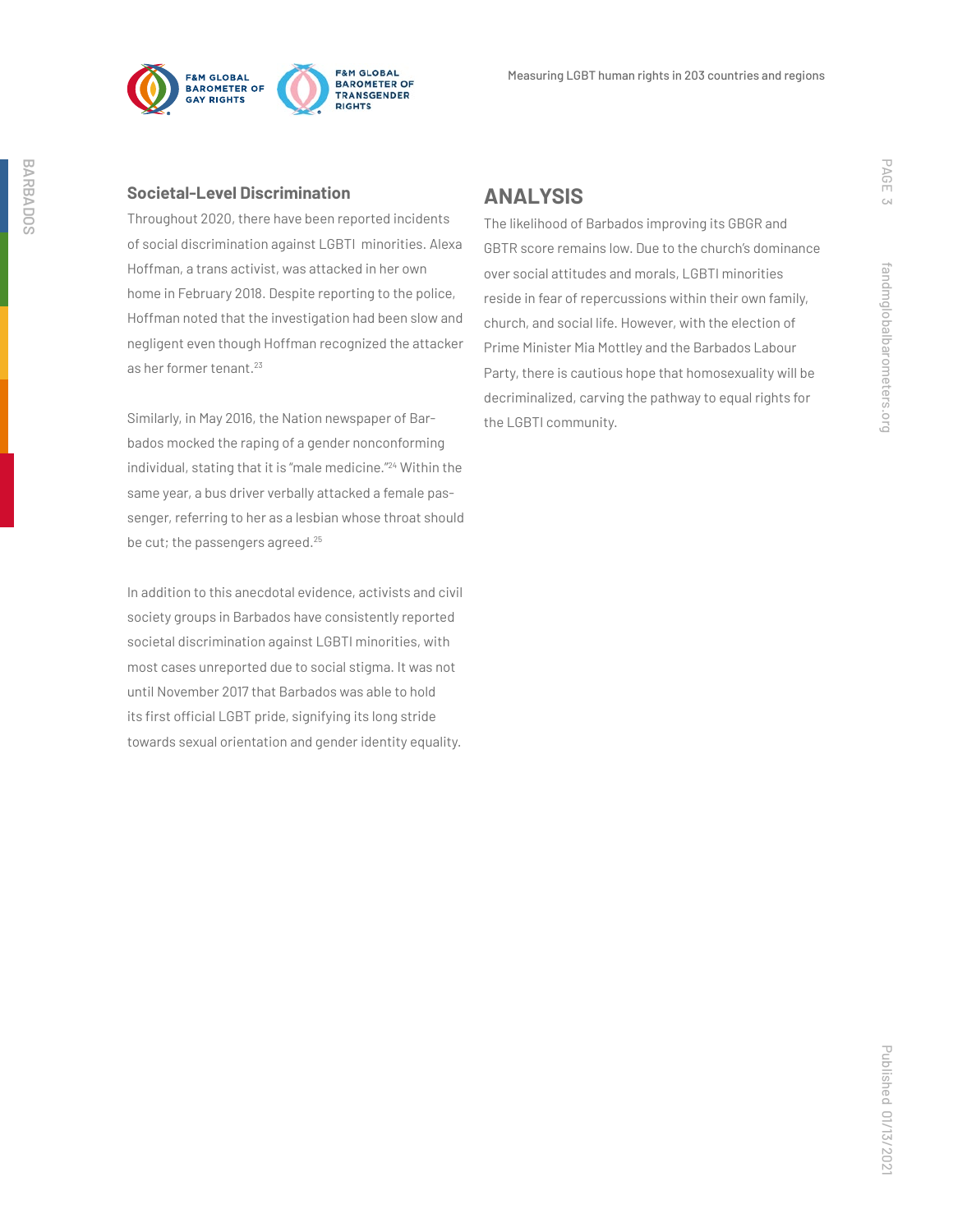### Societal-Level Discrimination

Throughout 2020, there have been reported incidents of social discrimination against LGBTI minorities. Alexa Hoffman, a trans activist, was attacked in her own home in February 2018. Despite reporting to the police, Hoffman noted that the investigation had been slow and negligent even though Hoffman recognized the attacker as her former tenant.[23]

Similarly, in May 2016, the Nation newspaper of Barbados mocked the raping of a gender nonconforming individual, stating that it is "male medicine."[24] Within the same year, a bus driver verbally attacked a female passenger, referring to her as a lesbian whose throat should be cut; the passengers agreed.[25]

In addition to this anecdotal evidence, activists and civil society groups in Barbados have consistently reported societal discrimination against LGBTI minorities, with most cases unreported due to social stigma. It was not until November 2017 that Barbados was able to hold its first official LGBT pride, signifying its long stride towards sexual orientation and gender identity equality.

## ANALYSIS

The likelihood of Barbados improving its GBGR and GBTR score remains low. Due to the church's dominance over social attitudes and morals, LGBTI minorities reside in fear of repercussions within their own family, church, and social life. However, with the election of Prime Minister Mia Mottley and the Barbados Labour Party, there is cautious hope that homosexuality will be decriminalized, carving the pathway to equal rights for the LGBTI community.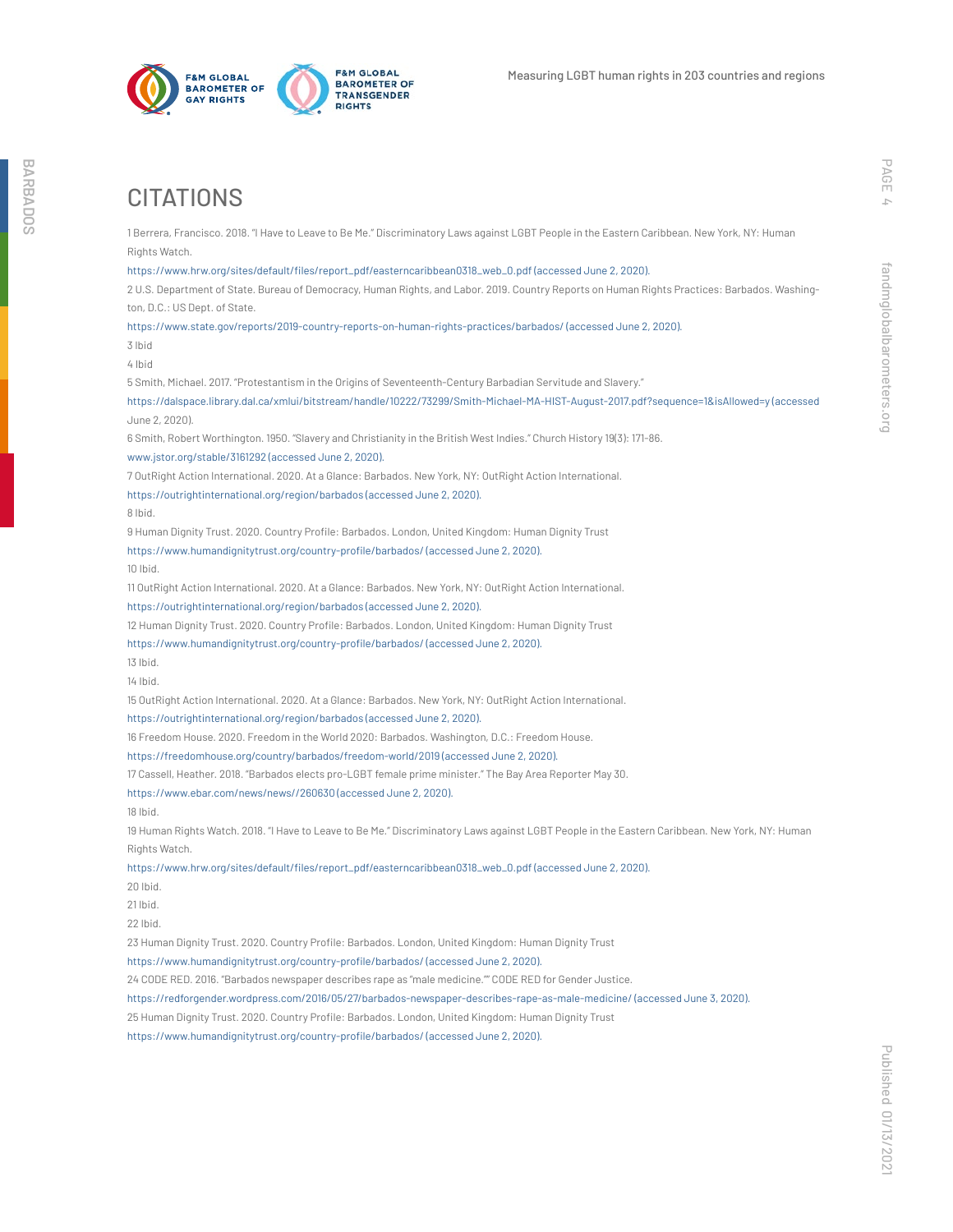# CITATIONS

1 Berrera, Francisco. 2018. "I Have to Leave to Be Me." Discriminatory Laws against LGBT People in the Eastern Caribbean. New York, NY: Human Rights Watch.

https://www.hrw.org/sites/default/files/report_pdf/easterncaribbean0318_web_0.pdf (accessed June 2, 2020).

2 U.S. Department of State. Bureau of Democracy, Human Rights, and Labor. 2019. Country Reports on Human Rights Practices: Barbados. Washington, D.C.: US Dept. of State.

https://www.state.gov/reports/2019-country-reports-on-human-rights-practices/barbados/ (accessed June 2, 2020).

3 Ibid

4 Ibid

5 Smith, Michael. 2017. "Protestantism in the Origins of Seventeenth-Century Barbadian Servitude and Slavery."

https://dalspace.library.dal.ca/xmlui/bitstream/handle/10222/73299/Smith-Michael-MA-HIST-August-2017.pdf?sequence=1&isAllowed=y (accessed June 2, 2020).

6 Smith, Robert Worthington. 1950. "Slavery and Christianity in the British West Indies." Church History 19(3): 171-86.

www.jstor.org/stable/3161292 (accessed June 2, 2020).

7 OutRight Action International. 2020. At a Glance: Barbados. New York, NY: OutRight Action International.

https://outrightinternational.org/region/barbados (accessed June 2, 2020).

8 Ibid.

9 Human Dignity Trust. 2020. Country Profile: Barbados. London, United Kingdom: Human Dignity Trust

https://www.humandignitytrust.org/country-profile/barbados/ (accessed June 2, 2020).

10 Ibid.

11 OutRight Action International. 2020. At a Glance: Barbados. New York, NY: OutRight Action International.

https://outrightinternational.org/region/barbados (accessed June 2, 2020).

12 Human Dignity Trust. 2020. Country Profile: Barbados. London, United Kingdom: Human Dignity Trust

https://www.humandignitytrust.org/country-profile/barbados/ (accessed June 2, 2020).

13 Ibid.

14 Ibid.

15 OutRight Action International. 2020. At a Glance: Barbados. New York, NY: OutRight Action International.

https://outrightinternational.org/region/barbados (accessed June 2, 2020).

16 Freedom House. 2020. Freedom in the World 2020: Barbados. Washington, D.C.: Freedom House.

https://freedomhouse.org/country/barbados/freedom-world/2019 (accessed June 2, 2020).

17 Cassell, Heather. 2018. "Barbados elects pro-LGBT female prime minister." The Bay Area Reporter May 30.

https://www.ebar.com/news/news//260630 (accessed June 2, 2020).

18 Ibid.

19 Human Rights Watch. 2018. "I Have to Leave to Be Me." Discriminatory Laws against LGBT People in the Eastern Caribbean. New York, NY: Human Rights Watch.

https://www.hrw.org/sites/default/files/report_pdf/easterncaribbean0318_web_0.pdf (accessed June 2, 2020).

20 Ibid.

21 Ibid.

22 Ibid.

23 Human Dignity Trust. 2020. Country Profile: Barbados. London, United Kingdom: Human Dignity Trust

https://www.humandignitytrust.org/country-profile/barbados/ (accessed June 2, 2020).

24 CODE RED. 2016. "Barbados newspaper describes rape as "male medicine."" CODE RED for Gender Justice.

https://redforgender.wordpress.com/2016/05/27/barbados-newspaper-describes-rape-as-male-medicine/ (accessed June 3, 2020).

25 Human Dignity Trust. 2020. Country Profile: Barbados. London, United Kingdom: Human Dignity Trust

https://www.humandignitytrust.org/country-profile/barbados/ (accessed June 2, 2020).